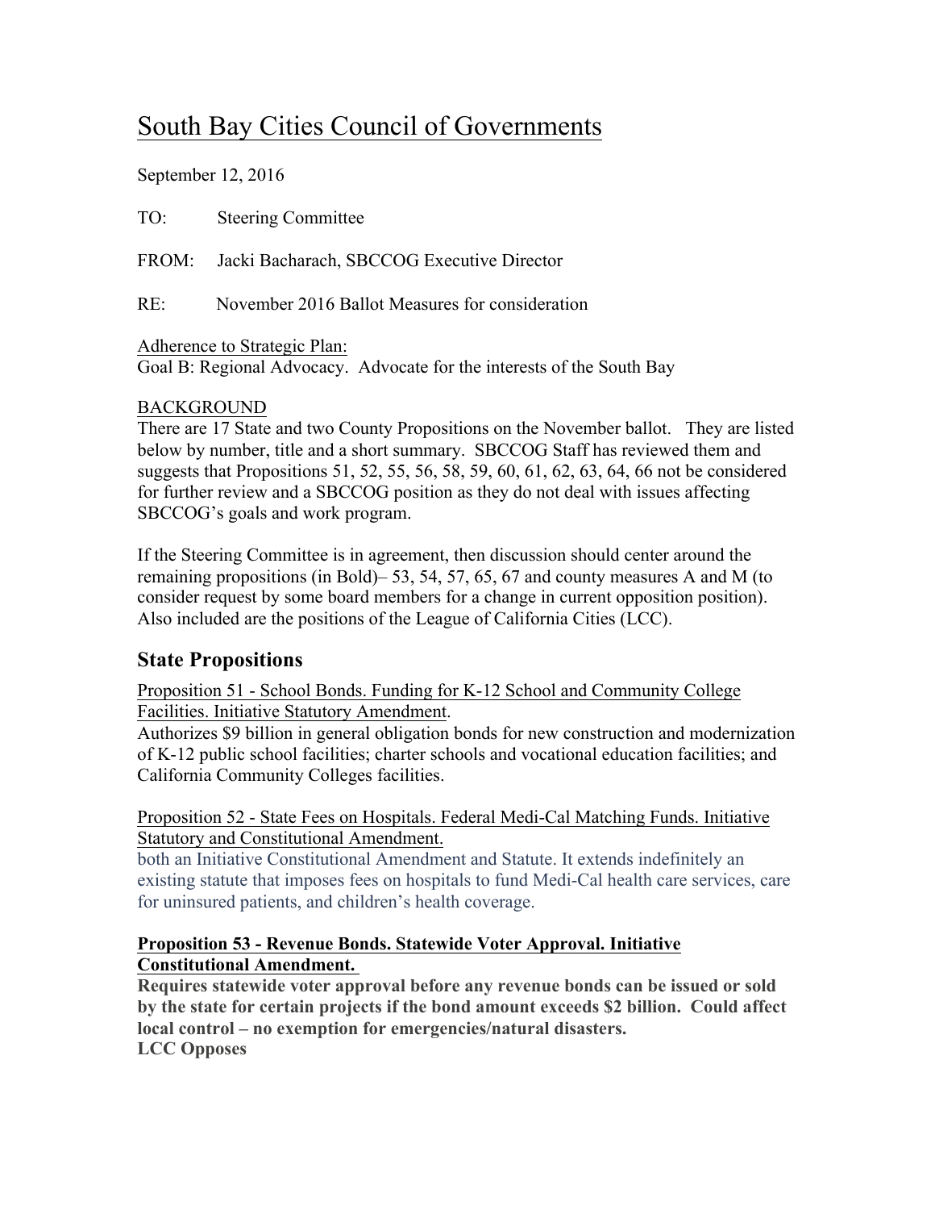# South Bay Cities Council of Governments

September 12, 2016

TO: Steering Committee

FROM: Jacki Bacharach, SBCCOG Executive Director

RE: November 2016 Ballot Measures for consideration

Adherence to Strategic Plan:
Goal B: Regional Advocacy. Advocate for the interests of the South Bay

BACKGROUND
There are 17 State and two County Propositions on the November ballot. They are listed below by number, title and a short summary. SBCCOG Staff has reviewed them and suggests that Propositions 51, 52, 55, 56, 58, 59, 60, 61, 62, 63, 64, 66 not be considered for further review and a SBCCOG position as they do not deal with issues affecting SBCCOG's goals and work program.

If the Steering Committee is in agreement, then discussion should center around the remaining propositions (in Bold)– 53, 54, 57, 65, 67 and county measures A and M (to consider request by some board members for a change in current opposition position). Also included are the positions of the League of California Cities (LCC).

## State Propositions

Proposition 51 - School Bonds. Funding for K-12 School and Community College Facilities. Initiative Statutory Amendment.
Authorizes $9 billion in general obligation bonds for new construction and modernization of K-12 public school facilities; charter schools and vocational education facilities; and California Community Colleges facilities.

Proposition 52 - State Fees on Hospitals. Federal Medi-Cal Matching Funds. Initiative Statutory and Constitutional Amendment.
both an Initiative Constitutional Amendment and Statute. It extends indefinitely an existing statute that imposes fees on hospitals to fund Medi-Cal health care services, care for uninsured patients, and children's health coverage.

**Proposition 53 - Revenue Bonds. Statewide Voter Approval. Initiative Constitutional Amendment.**
**Requires statewide voter approval before any revenue bonds can be issued or sold by the state for certain projects if the bond amount exceeds $2 billion. Could affect local control – no exemption for emergencies/natural disasters.**
**LCC Opposes**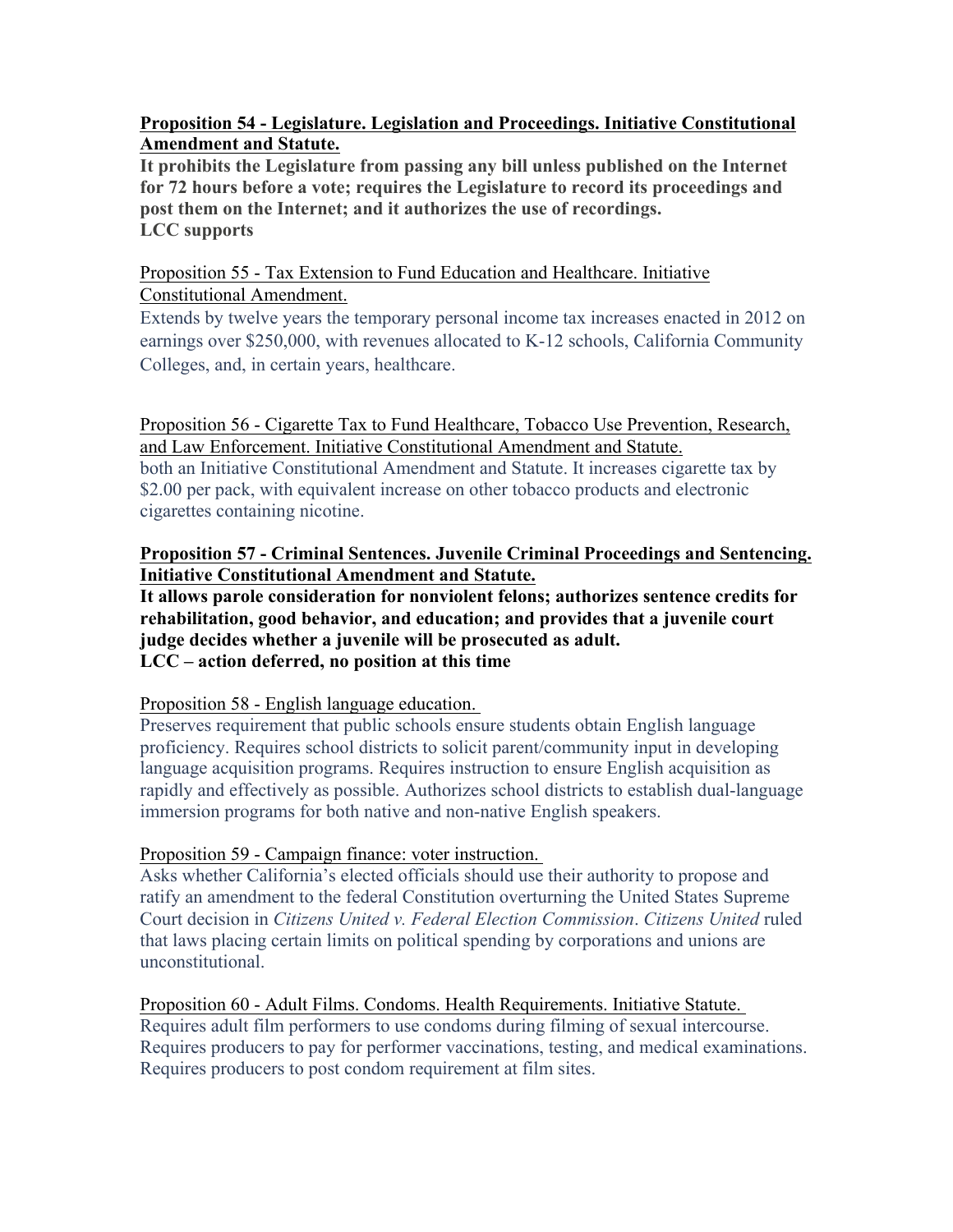**Proposition 54 - Legislature. Legislation and Proceedings. Initiative Constitutional Amendment and Statute.**

**It prohibits the Legislature from passing any bill unless published on the Internet for 72 hours before a vote; requires the Legislature to record its proceedings and post them on the Internet; and it authorizes the use of recordings.**
**LCC supports**

Proposition 55 - Tax Extension to Fund Education and Healthcare. Initiative Constitutional Amendment.

Extends by twelve years the temporary personal income tax increases enacted in 2012 on earnings over $250,000, with revenues allocated to K-12 schools, California Community Colleges, and, in certain years, healthcare.

Proposition 56 - Cigarette Tax to Fund Healthcare, Tobacco Use Prevention, Research, and Law Enforcement. Initiative Constitutional Amendment and Statute.

both an Initiative Constitutional Amendment and Statute. It increases cigarette tax by $2.00 per pack, with equivalent increase on other tobacco products and electronic cigarettes containing nicotine.

**Proposition 57 - Criminal Sentences. Juvenile Criminal Proceedings and Sentencing. Initiative Constitutional Amendment and Statute.**

**It allows parole consideration for nonviolent felons; authorizes sentence credits for rehabilitation, good behavior, and education; and provides that a juvenile court judge decides whether a juvenile will be prosecuted as adult.**
**LCC – action deferred, no position at this time**

Proposition 58 - English language education.

Preserves requirement that public schools ensure students obtain English language proficiency. Requires school districts to solicit parent/community input in developing language acquisition programs. Requires instruction to ensure English acquisition as rapidly and effectively as possible. Authorizes school districts to establish dual-language immersion programs for both native and non-native English speakers.

Proposition 59 - Campaign finance: voter instruction.

Asks whether California's elected officials should use their authority to propose and ratify an amendment to the federal Constitution overturning the United States Supreme Court decision in *Citizens United v. Federal Election Commission*. *Citizens United* ruled that laws placing certain limits on political spending by corporations and unions are unconstitutional.

Proposition 60 - Adult Films. Condoms. Health Requirements. Initiative Statute.

Requires adult film performers to use condoms during filming of sexual intercourse. Requires producers to pay for performer vaccinations, testing, and medical examinations. Requires producers to post condom requirement at film sites.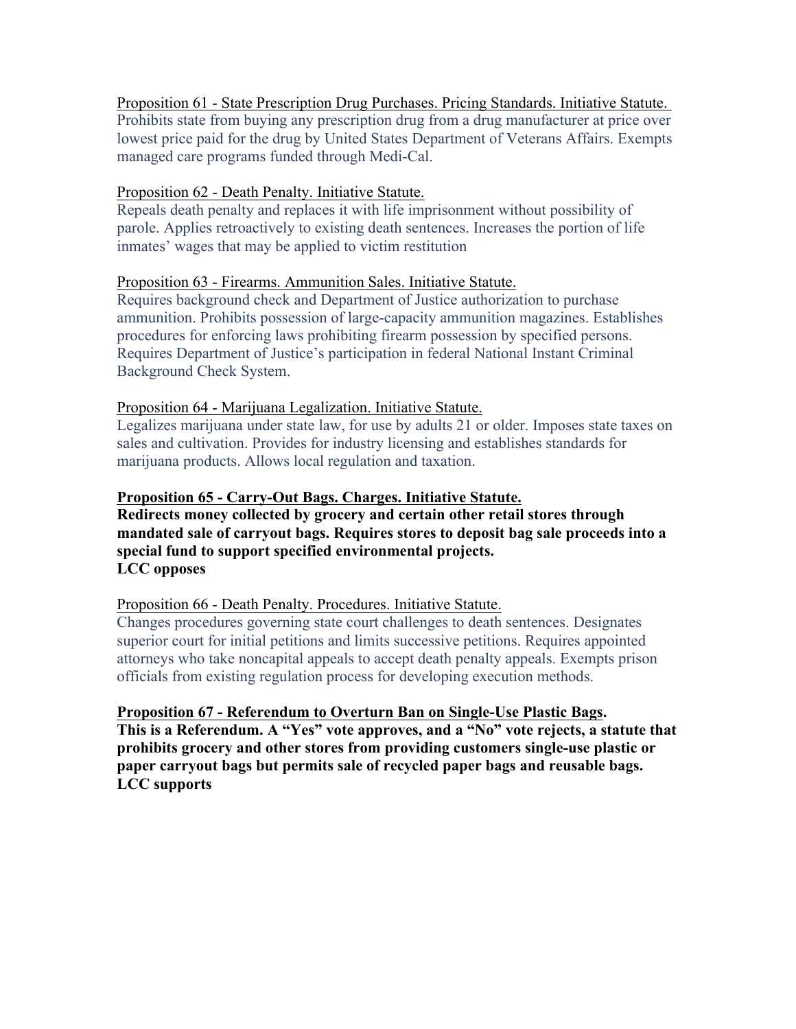<u>Proposition 61 - State Prescription Drug Purchases. Pricing Standards. Initiative Statute.</u>
Prohibits state from buying any prescription drug from a drug manufacturer at price over lowest price paid for the drug by United States Department of Veterans Affairs. Exempts managed care programs funded through Medi-Cal.

<u>Proposition 62 - Death Penalty. Initiative Statute.</u>
Repeals death penalty and replaces it with life imprisonment without possibility of parole. Applies retroactively to existing death sentences. Increases the portion of life inmates' wages that may be applied to victim restitution

<u>Proposition 63 - Firearms. Ammunition Sales. Initiative Statute.</u>
Requires background check and Department of Justice authorization to purchase ammunition. Prohibits possession of large-capacity ammunition magazines. Establishes procedures for enforcing laws prohibiting firearm possession by specified persons. Requires Department of Justice's participation in federal National Instant Criminal Background Check System.

<u>Proposition 64 - Marijuana Legalization. Initiative Statute.</u>
Legalizes marijuana under state law, for use by adults 21 or older. Imposes state taxes on sales and cultivation. Provides for industry licensing and establishes standards for marijuana products. Allows local regulation and taxation.

**<u>Proposition 65 - Carry-Out Bags. Charges. Initiative Statute.</u>**
**Redirects money collected by grocery and certain other retail stores through mandated sale of carryout bags. Requires stores to deposit bag sale proceeds into a special fund to support specified environmental projects.**
**LCC opposes**

<u>Proposition 66 - Death Penalty. Procedures. Initiative Statute.</u>
Changes procedures governing state court challenges to death sentences. Designates superior court for initial petitions and limits successive petitions. Requires appointed attorneys who take noncapital appeals to accept death penalty appeals. Exempts prison officials from existing regulation process for developing execution methods.

**<u>Proposition 67 - Referendum to Overturn Ban on Single-Use Plastic Bags</u>.**
**This is a Referendum. A "Yes" vote approves, and a "No" vote rejects, a statute that prohibits grocery and other stores from providing customers single-use plastic or paper carryout bags but permits sale of recycled paper bags and reusable bags.**
**LCC supports**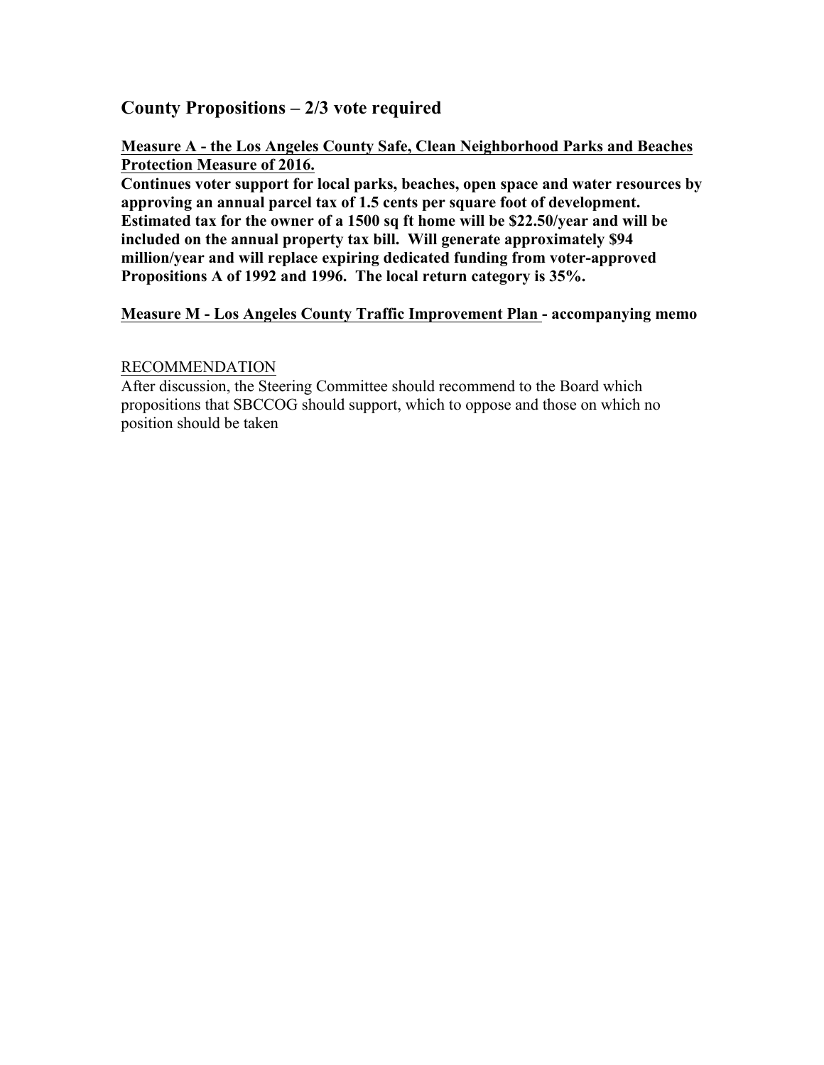## County Propositions – 2/3 vote required

**Measure A - the Los Angeles County Safe, Clean Neighborhood Parks and Beaches Protection Measure of 2016.**

**Continues voter support for local parks, beaches, open space and water resources by approving an annual parcel tax of 1.5 cents per square foot of development. Estimated tax for the owner of a 1500 sq ft home will be $22.50/year and will be included on the annual property tax bill. Will generate approximately $94 million/year and will replace expiring dedicated funding from voter-approved Propositions A of 1992 and 1996. The local return category is 35%.**

**Measure M - Los Angeles County Traffic Improvement Plan - accompanying memo**

RECOMMENDATION

After discussion, the Steering Committee should recommend to the Board which propositions that SBCCOG should support, which to oppose and those on which no position should be taken